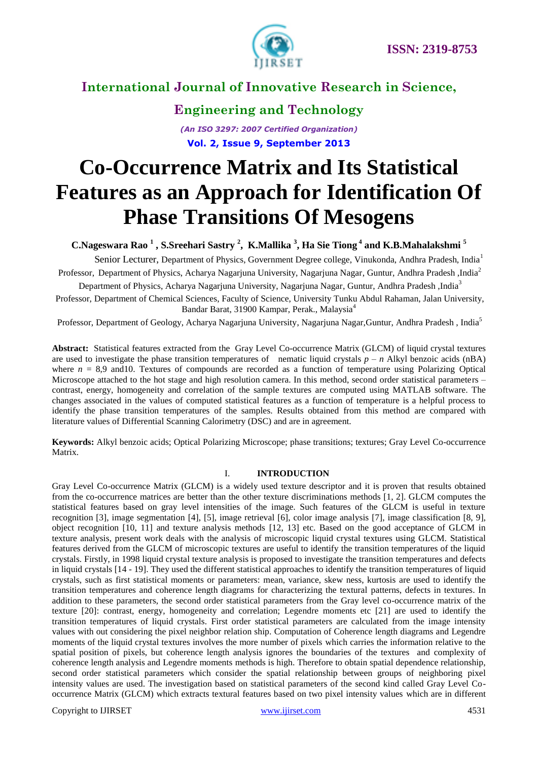# Co-Occurrence Matrix and Its Statistical Features as an Approach for Identification Of Phase Transitions Of Mesogens

**C.Nageswara Rao [1] , S.Sreehari Sastry [2], K.Mallika [3], Ha Sie Tiong [4] and K.B.Mahalakshmi [5]**

Senior Lecturer, Department of Physics, Government Degree college, Vinukonda, Andhra Pradesh, India[1]

Professor, Department of Physics, Acharya Nagarjuna University, Nagarjuna Nagar, Guntur, Andhra Pradesh ,India[2]

Department of Physics, Acharya Nagarjuna University, Nagarjuna Nagar, Guntur, Andhra Pradesh ,India[3]

Professor, Department of Chemical Sciences, Faculty of Science, University Tunku Abdul Rahaman, Jalan University, Bandar Barat, 31900 Kampar, Perak., Malaysia[4]

Professor, Department of Geology, Acharya Nagarjuna University, Nagarjuna Nagar,Guntur, Andhra Pradesh , India[5]

**Abstract:** Statistical features extracted from the Gray Level Co-occurrence Matrix (GLCM) of liquid crystal textures are used to investigate the phase transition temperatures of nematic liquid crystals *p* – *n* Alkyl benzoic acids (nBA) where *n* = 8,9 and10. Textures of compounds are recorded as a function of temperature using Polarizing Optical Microscope attached to the hot stage and high resolution camera. In this method, second order statistical parameters – contrast, energy, homogeneity and correlation of the sample textures are computed using MATLAB software. The changes associated in the values of computed statistical features as a function of temperature is a helpful process to identify the phase transition temperatures of the samples. Results obtained from this method are compared with literature values of Differential Scanning Calorimetry (DSC) and are in agreement.

**Keywords:** Alkyl benzoic acids; Optical Polarizing Microscope; phase transitions; textures; Gray Level Co-occurrence Matrix.

## I. INTRODUCTION

Gray Level Co-occurrence Matrix (GLCM) is a widely used texture descriptor and it is proven that results obtained from the co-occurrence matrices are better than the other texture discriminations methods [1, 2]. GLCM computes the statistical features based on gray level intensities of the image. Such features of the GLCM is useful in texture recognition [3], image segmentation [4], [5], image retrieval [6], color image analysis [7], image classification [8, 9], object recognition [10, 11] and texture analysis methods [12, 13] etc. Based on the good acceptance of GLCM in texture analysis, present work deals with the analysis of microscopic liquid crystal textures using GLCM. Statistical features derived from the GLCM of microscopic textures are useful to identify the transition temperatures of the liquid crystals. Firstly, in 1998 liquid crystal texture analysis is proposed to investigate the transition temperatures and defects in liquid crystals [14 - 19]. They used the different statistical approaches to identify the transition temperatures of liquid crystals, such as first statistical moments or parameters: mean, variance, skew ness, kurtosis are used to identify the transition temperatures and coherence length diagrams for characterizing the textural patterns, defects in textures. In addition to these parameters, the second order statistical parameters from the Gray level co-occurrence matrix of the texture [20]: contrast, energy, homogeneity and correlation; Legendre moments etc [21] are used to identify the transition temperatures of liquid crystals. First order statistical parameters are calculated from the image intensity values with out considering the pixel neighbor relation ship. Computation of Coherence length diagrams and Legendre moments of the liquid crystal textures involves the more number of pixels which carries the information relative to the spatial position of pixels, but coherence length analysis ignores the boundaries of the textures and complexity of coherence length analysis and Legendre moments methods is high. Therefore to obtain spatial dependence relationship, second order statistical parameters which consider the spatial relationship between groups of neighboring pixel intensity values are used. The investigation based on statistical parameters of the second kind called Gray Level Co-occurrence Matrix (GLCM) which extracts textural features based on two pixel intensity values which are in different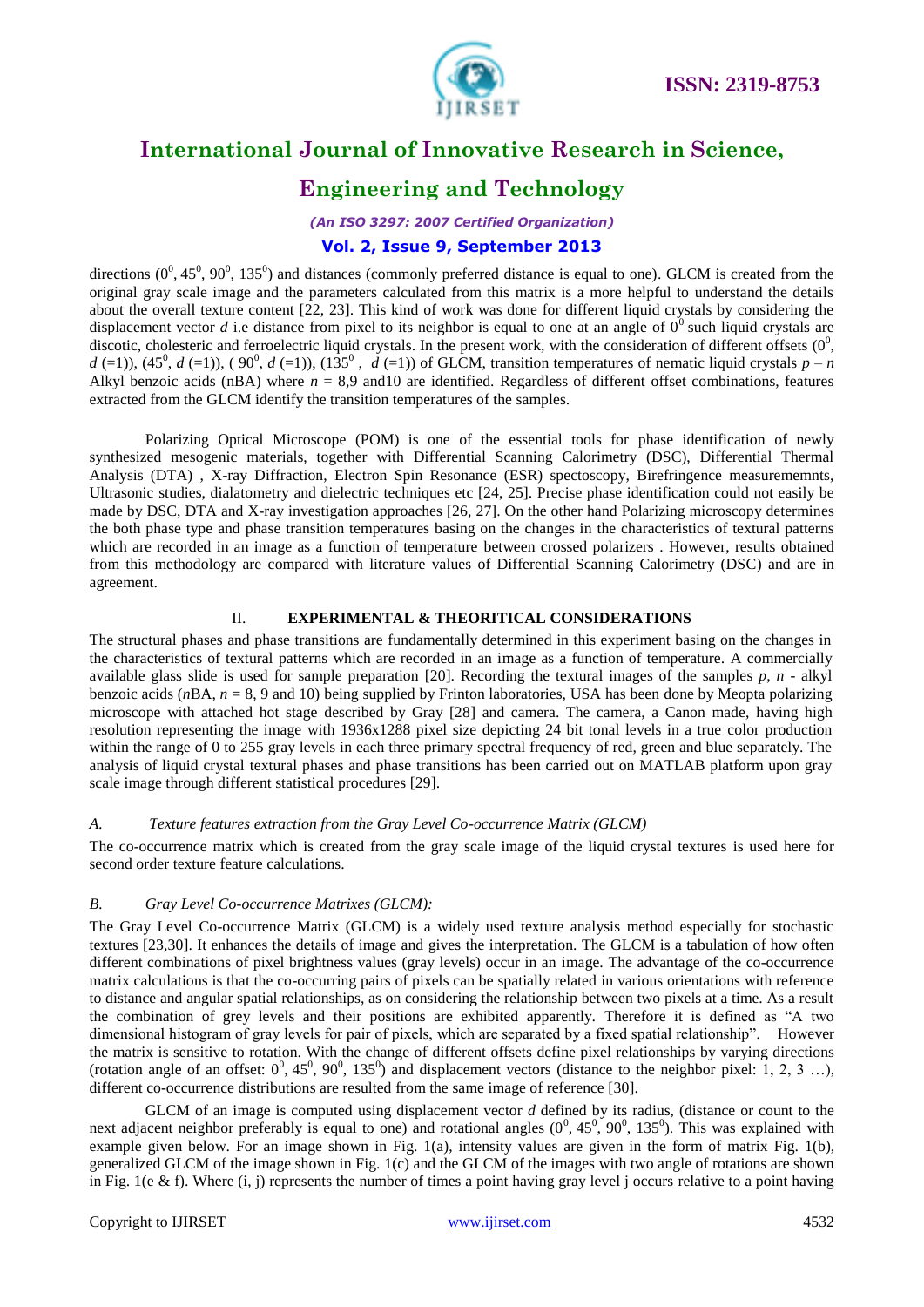directions ($0^0$, $45^0$, $90^0$, $135^0$) and distances (commonly preferred distance is equal to one). GLCM is created from the original gray scale image and the parameters calculated from this matrix is a more helpful to understand the details about the overall texture content [22, 23]. This kind of work was done for different liquid crystals by considering the displacement vector *d* i.e distance from pixel to its neighbor is equal to one at an angle of $0^0$ such liquid crystals are discotic, cholesteric and ferroelectric liquid crystals. In the present work, with the consideration of different offsets ($0^0$, *d* (=1)), ($45^0$, *d* (=1)), ( $90^0$, *d* (=1)), ($135^0$ , *d* (=1)) of GLCM, transition temperatures of nematic liquid crystals *p* – *n* Alkyl benzoic acids (nBA) where *n* = 8,9 and10 are identified. Regardless of different offset combinations, features extracted from the GLCM identify the transition temperatures of the samples.

Polarizing Optical Microscope (POM) is one of the essential tools for phase identification of newly synthesized mesogenic materials, together with Differential Scanning Calorimetry (DSC), Differential Thermal Analysis (DTA) , X-ray Diffraction, Electron Spin Resonance (ESR) spectoscopy, Birefringence measuremements, Ultrasonic studies, dialatometry and dielectric techniques etc [24, 25]. Precise phase identification could not easily be made by DSC, DTA and X-ray investigation approaches [26, 27]. On the other hand Polarizing microscopy determines the both phase type and phase transition temperatures basing on the changes in the characteristics of textural patterns which are recorded in an image as a function of temperature between crossed polarizers . However, results obtained from this methodology are compared with literature values of Differential Scanning Calorimetry (DSC) and are in agreement.

## II. EXPERIMENTAL & THEORITICAL CONSIDERATIONS

The structural phases and phase transitions are fundamentally determined in this experiment basing on the changes in the characteristics of textural patterns which are recorded in an image as a function of temperature. A commercially available glass slide is used for sample preparation [20]. Recording the textural images of the samples *p*, *n* - alkyl benzoic acids (*n*BA, *n* = 8, 9 and 10) being supplied by Frinton laboratories, USA has been done by Meopta polarizing microscope with attached hot stage described by Gray [28] and camera. The camera, a Canon made, having high resolution representing the image with 1936x1288 pixel size depicting 24 bit tonal levels in a true color production within the range of 0 to 255 gray levels in each three primary spectral frequency of red, green and blue separately. The analysis of liquid crystal textural phases and phase transitions has been carried out on MATLAB platform upon gray scale image through different statistical procedures [29].

### *A. Texture features extraction from the Gray Level Co-occurrence Matrix (GLCM)*

The co-occurrence matrix which is created from the gray scale image of the liquid crystal textures is used here for second order texture feature calculations.

### *B. Gray Level Co-occurrence Matrixes (GLCM):*

The Gray Level Co-occurrence Matrix (GLCM) is a widely used texture analysis method especially for stochastic textures [23,30]. It enhances the details of image and gives the interpretation. The GLCM is a tabulation of how often different combinations of pixel brightness values (gray levels) occur in an image. The advantage of the co-occurrence matrix calculations is that the co-occurring pairs of pixels can be spatially related in various orientations with reference to distance and angular spatial relationships, as on considering the relationship between two pixels at a time. As a result the combination of grey levels and their positions are exhibited apparently. Therefore it is defined as "A two dimensional histogram of gray levels for pair of pixels, which are separated by a fixed spatial relationship". However the matrix is sensitive to rotation. With the change of different offsets define pixel relationships by varying directions (rotation angle of an offset: $0^0$, $45^0$, $90^0$, $135^0$) and displacement vectors (distance to the neighbor pixel: 1, 2, 3 …), different co-occurrence distributions are resulted from the same image of reference [30].

GLCM of an image is computed using displacement vector *d* defined by its radius, (distance or count to the next adjacent neighbor preferably is equal to one) and rotational angles ($0^0$, $45^0$, $90^0$, $135^0$). This was explained with example given below. For an image shown in Fig. 1(a), intensity values are given in the form of matrix Fig. 1(b), generalized GLCM of the image shown in Fig. 1(c) and the GLCM of the images with two angle of rotations are shown in Fig. 1(e & f). Where (i, j) represents the number of times a point having gray level j occurs relative to a point having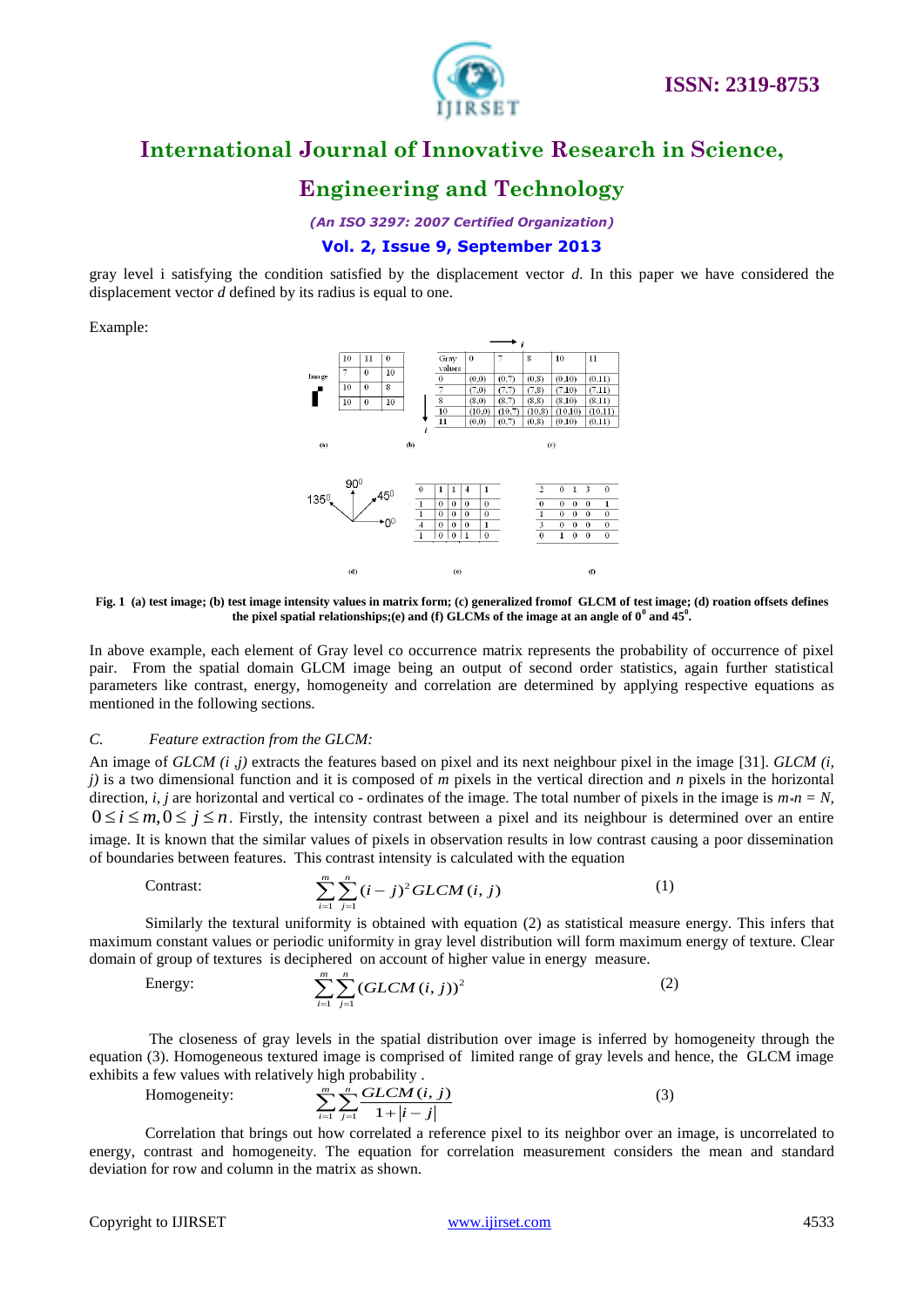gray level i satisfying the condition satisfied by the displacement vector *d*. In this paper we have considered the displacement vector *d* defined by its radius is equal to one.

Example:

| 10 | 11 | 0 |
|---|---|---|
| 7 | 0 | 10 |
| 10 | 0 | 8 |
| 10 | 0 | 10 |

| Gray values | 0 | 7 | 8 | 10 | 11 |
|---|---|---|---|---|---|
| 0 | (0,0) | (0,7) | (0,8) | (0,10) | (0,11) |
| 7 | (7,0) | (7,7) | (7,8) | (7,10) | (7,11) |
| 8 | (8,0) | (8,7) | (8,8) | (8,10) | (8,11) |
| 10 | (10,0) | (10,7) | (10,8) | (10,10) | (10,11) |
| 11 | (0,0) | (0,7) | (0,8) | (0,10) | (0,11) |

| 0 | 1 | 1 | 4 | 1 |
|---|---|---|---|---|
| 1 | 0 | 0 | 0 | 0 |
| 1 | 0 | 0 | 0 | 0 |
| 4 | 0 | 0 | 0 | 1 |
| 1 | 0 | 0 | 1 | 0 |

| 2 | 0 | 1 | 3 | 0 |
|---|---|---|---|---|
| 0 | 0 | 0 | 0 | 1 |
| 1 | 0 | 0 | 0 | 0 |
| 3 | 0 | 0 | 0 | 0 |
| 0 | 1 | 0 | 0 | 0 |

**Fig. 1 (a) test image; (b) test image intensity values in matrix form; (c) generalized fromof GLCM of test image; (d) roation offsets defines the pixel spatial relationships;(e) and (f) GLCMs of the image at an angle of $0^0$ and $45^0$.**

In above example, each element of Gray level co occurrence matrix represents the probability of occurrence of pixel pair. From the spatial domain GLCM image being an output of second order statistics, again further statistical parameters like contrast, energy, homogeneity and correlation are determined by applying respective equations as mentioned in the following sections.

### *C. Feature extraction from the GLCM:*

An image of *GLCM (i ,j)* extracts the features based on pixel and its next neighbour pixel in the image [31]. *GLCM (i, j)* is a two dimensional function and it is composed of *m* pixels in the vertical direction and *n* pixels in the horizontal direction, *i, j* are horizontal and vertical co - ordinates of the image. The total number of pixels in the image is $m*n = N$, $0 \le i \le m, 0 \le j \le n$. Firstly, the intensity contrast between a pixel and its neighbour is determined over an entire image. It is known that the similar values of pixels in observation results in low contrast causing a poor dissemination of boundaries between features. This contrast intensity is calculated with the equation

Contrast:
$$\sum_{i=1}^{m}\sum_{j=1}^{n}(i-j)^2 GLCM(i,j) \qquad (1)$$

Similarly the textural uniformity is obtained with equation (2) as statistical measure energy. This infers that maximum constant values or periodic uniformity in gray level distribution will form maximum energy of texture. Clear domain of group of textures is deciphered on account of higher value in energy measure.

Energy:
$$\sum_{i=1}^{m}\sum_{j=1}^{n}(GLCM(i,j))^2 \qquad (2)$$

The closeness of gray levels in the spatial distribution over image is inferred by homogeneity through the equation (3). Homogeneous textured image is comprised of limited range of gray levels and hence, the GLCM image exhibits a few values with relatively high probability .

Homogeneity:
$$\sum_{i=1}^{m}\sum_{j=1}^{n}\frac{GLCM(i,j)}{1+|i-j|} \qquad (3)$$

Correlation that brings out how correlated a reference pixel to its neighbor over an image, is uncorrelated to energy, contrast and homogeneity. The equation for correlation measurement considers the mean and standard deviation for row and column in the matrix as shown.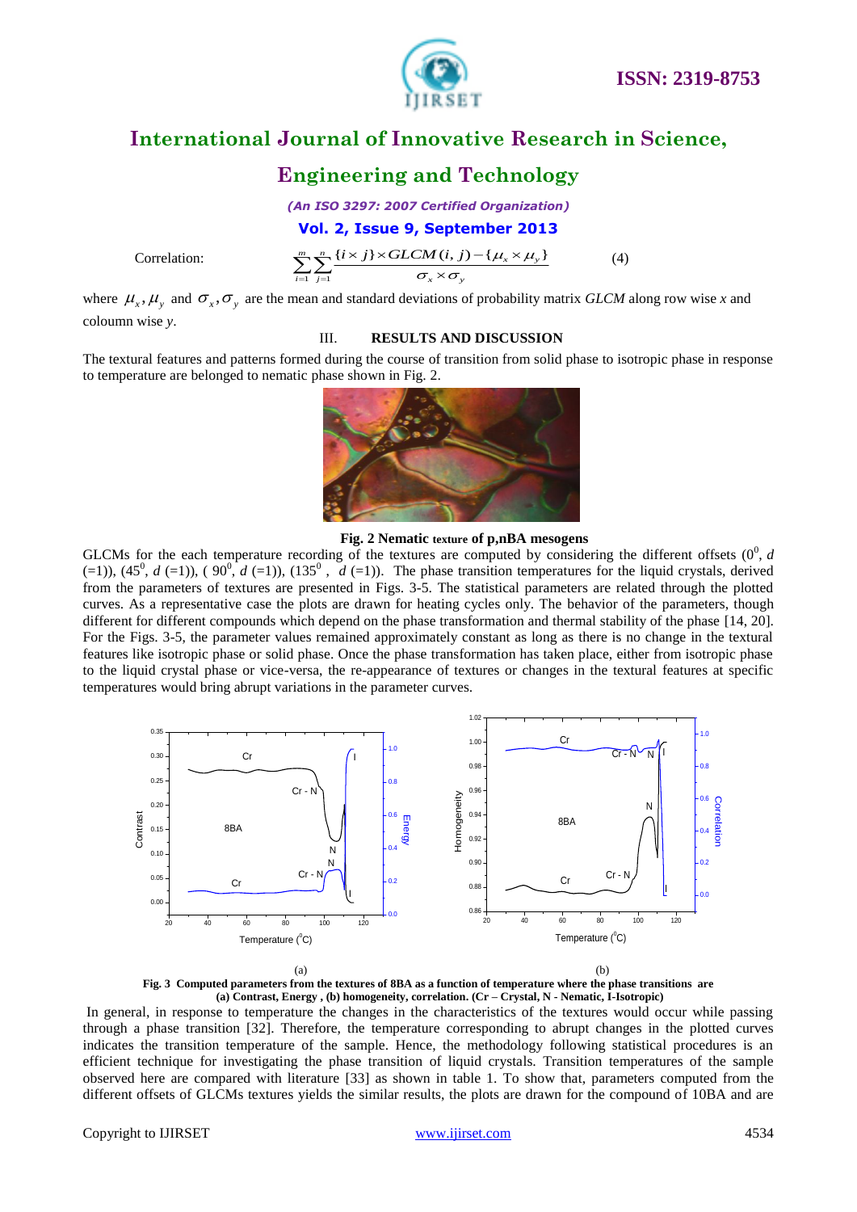Correlation:

$$\sum_{i=1}^{m}\sum_{j=1}^{n}\frac{\{i \times j\} \times GLCM(i,j) - \{\mu_x \times \mu_y\}}{\sigma_x \times \sigma_y} \qquad (4)$$

where $\mu_x, \mu_y$ and $\sigma_x, \sigma_y$ are the mean and standard deviations of probability matrix *GLCM* along row wise *x* and coloumn wise *y*.

## III. RESULTS AND DISCUSSION

The textural features and patterns formed during the course of transition from solid phase to isotropic phase in response to temperature are belonged to nematic phase shown in Fig. 2.

**Fig. 2 Nematic texture of p,nBA mesogens**

GLCMs for the each temperature recording of the textures are computed by considering the different offsets ($0^0$, *d* (=1)), ($45^0$, *d* (=1)), ( $90^0$, *d* (=1)), ($135^0$ , *d* (=1)). The phase transition temperatures for the liquid crystals, derived from the parameters of textures are presented in Figs. 3-5. The statistical parameters are related through the plotted curves. As a representative case the plots are drawn for heating cycles only. The behavior of the parameters, though different for different compounds which depend on the phase transformation and thermal stability of the phase [14, 20]. For the Figs. 3-5, the parameter values remained approximately constant as long as there is no change in the textural features like isotropic phase or solid phase. Once the phase transformation has taken place, either from isotropic phase to the liquid crystal phase or vice-versa, the re-appearance of textures or changes in the textural features at specific temperatures would bring abrupt variations in the parameter curves.

(a) (b)

**Fig. 3 Computed parameters from the textures of 8BA as a function of temperature where the phase transitions are (a) Contrast, Energy , (b) homogeneity, correlation. (Cr – Crystal, N - Nematic, I-Isotropic)**

In general, in response to temperature the changes in the characteristics of the textures would occur while passing through a phase transition [32]. Therefore, the temperature corresponding to abrupt changes in the plotted curves indicates the transition temperature of the sample. Hence, the methodology following statistical procedures is an efficient technique for investigating the phase transition of liquid crystals. Transition temperatures of the sample observed here are compared with literature [33] as shown in table 1. To show that, parameters computed from the different offsets of GLCMs textures yields the similar results, the plots are drawn for the compound of 10BA and are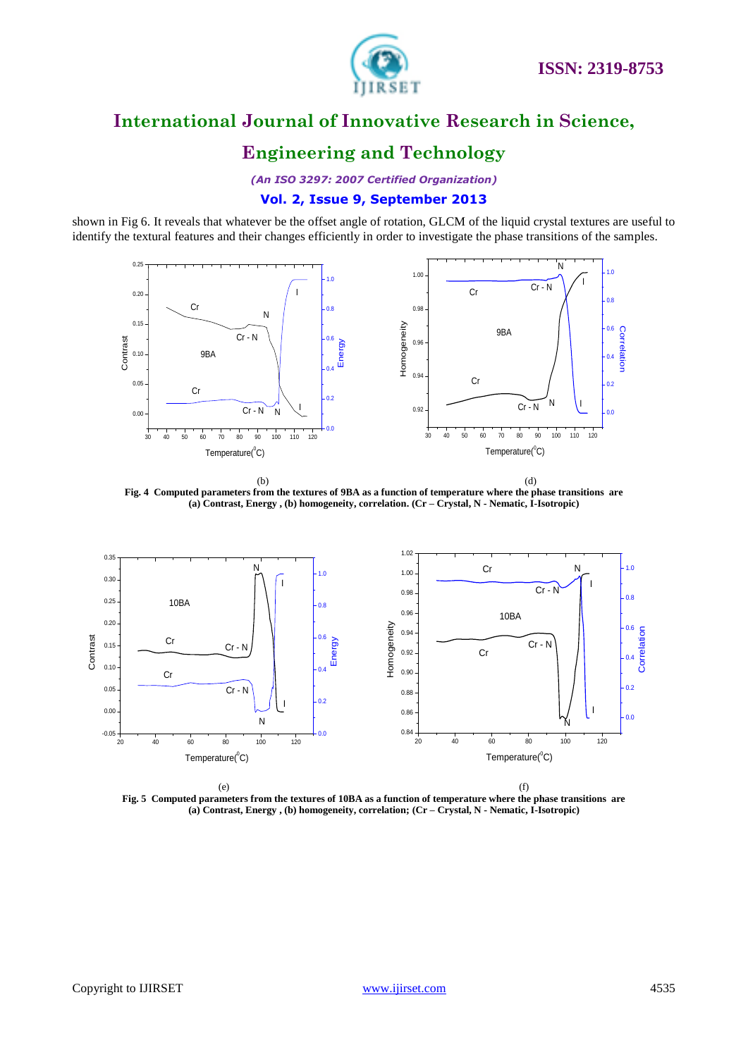shown in Fig 6. It reveals that whatever be the offset angle of rotation, GLCM of the liquid crystal textures are useful to identify the textural features and their changes efficiently in order to investigate the phase transitions of the samples.

(b) (d)

**Fig. 4 Computed parameters from the textures of 9BA as a function of temperature where the phase transitions are (a) Contrast, Energy , (b) homogeneity, correlation. (Cr – Crystal, N - Nematic, I-Isotropic)**

(e) (f)

**Fig. 5 Computed parameters from the textures of 10BA as a function of temperature where the phase transitions are (a) Contrast, Energy , (b) homogeneity, correlation; (Cr – Crystal, N - Nematic, I-Isotropic)**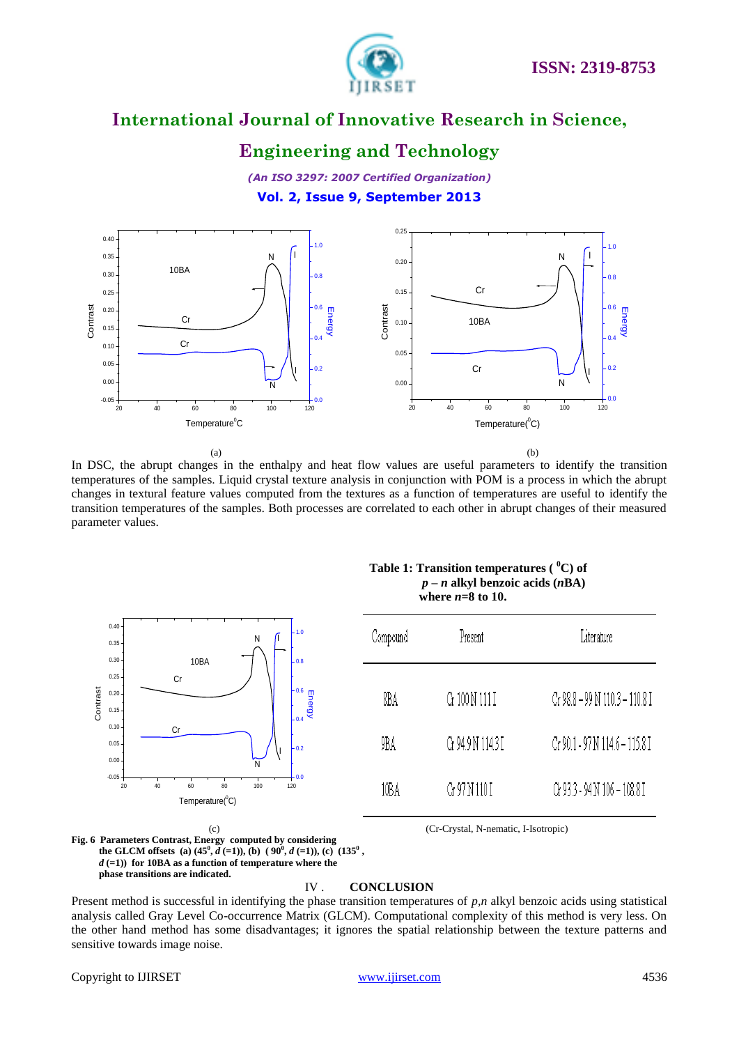(a) (b)

In DSC, the abrupt changes in the enthalpy and heat flow values are useful parameters to identify the transition temperatures of the samples. Liquid crystal texture analysis in conjunction with POM is a process in which the abrupt changes in textural feature values computed from the textures as a function of temperatures are useful to identify the transition temperatures of the samples. Both processes are correlated to each other in abrupt changes of their measured parameter values.

(c)

**Fig. 6 Parameters Contrast, Energy computed by considering the GLCM offsets (a) ($45^0$, $d$ (=1)), (b) ( $90^0$, $d$ (=1)), (c) ($135^0$, $d$ (=1)) for 10BA as a function of temperature where the phase transitions are indicated.**

**Table 1: Transition temperatures ( $^0$C) of *p – n* alkyl benzoic acids (*n*BA) where *n*=8 to 10.**

| Compound | Present | Literature |
|---|---|---|
| 8BA | Cr 100 N 111 I | Cr 98.8 – 99 N 110.3 – 110.8 I |
| 9BA | Cr 94.9 N 114.3 I | Cr 90.1 - 97 N 114.6 – 115.8 I |
| 10BA | Cr 97 N 110 I | Cr 93.3 - 94 N 106 – 108.8 I |

(Cr-Crystal, N-nematic, I-Isotropic)

## IV . CONCLUSION

Present method is successful in identifying the phase transition temperatures of *p,n* alkyl benzoic acids using statistical analysis called Gray Level Co-occurrence Matrix (GLCM). Computational complexity of this method is very less. On the other hand method has some disadvantages; it ignores the spatial relationship between the texture patterns and sensitive towards image noise.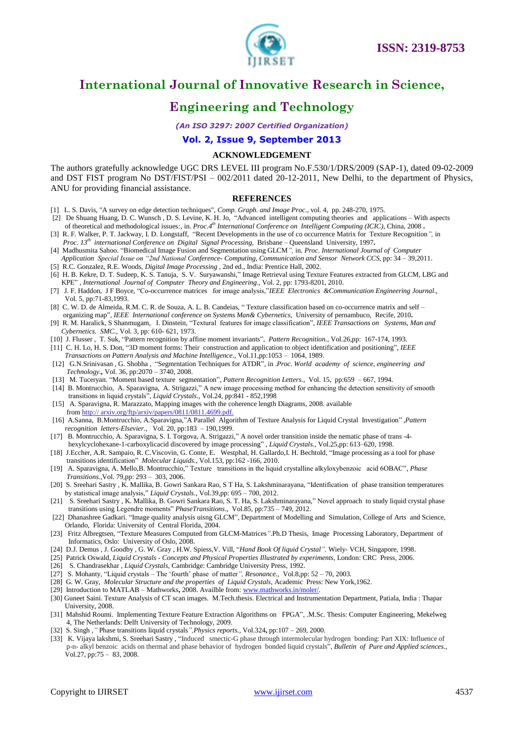## ACKNOWLEDGEMENT

The authors gratefully acknowledge UGC DRS LEVEL III program No.F.530/1/DRS/2009 (SAP-1), dated 09-02-2009 and DST FIST program No DST/FIST/PSI – 002/2011 dated 20-12-2011, New Delhi, to the department of Physics, ANU for providing financial assistance.

## REFERENCES

[1] L. S. Davis, "A survey on edge detection techniques", *Comp. Graph. and Image Proc.*, vol. 4, pp. 248-270, 1975.

[2] De Shuang Huang, D. C. Wunsch , D. S. Levine, K. H. Jo, "Advanced intelligent computing theories and applications – With aspects of theoretical and methodological issues:, in. *Proc.4th International Conference on Intelligent Computing (ICIC)*, China, 2008 **.**

[3] R. F. Walker, P. T. Jackway, I. D. Longstaff, "Recent Developments in the use of co occurrence Matrix for Texture Recognition*",* in *Proc. 13th international Conference on Digital Signal Processing,* Brisbane – Queensland University, 1997**.**

[4] Madhusmita Sahoo. "Biomedical Image Fusion and Segmentation using GLCM*",* in. *Proc. International Journal of Computer Application Special Issue on "2nd National Conference- Computing, Communication and Sensor Network CCS*, pp: 34 – 39,2011.

[5] R.C. Gonzalez, R.E. Woods, *Digital Image Processing* , 2nd ed., India: Prentice Hall, 2002.

[6] H. B. Kekre, D. T. Sudeep, K. S. Tanuja, S. V. Suryawanshi," Image Retrieval using Texture Features extracted from GLCM, LBG and KPE" , *International Journal of Computer Theory and Engineering*., Vol. 2, pp: 1793-8201, 2010.

[7] J. F. Haddon, J F Boyce, "Co-occurrence matrices for image analysis,"*IEEE Electronics &Communication Engineering Journal*., Vol. 5, pp:71-83,1993.

[8] C. W. D. de Almeida, R.M. C. R. de Souza, A. L. B. Candeias, " Texture classification based on co-occurrence matrix and self – organizing map", *IEEE International conference on Systems Man& Cybernetics*, University of pernambuco, Recife, 2010**.**

[9] R. M. Haralick, S Shanmugam, I. Dinstein, "Textural features for image classification", *IEEE Transactions on Systems, Man and Cybernetics. SMC.*, Vol. 3, pp: 610- 621, 1973.

[10] J. Flusser , T. Suk, "Pattern recognition by affine moment invariants", *Pattern Recognition.*, Vol.26,pp: 167-174, 1993.

[11] C. H. Lo, H. S. Don, "3D moment forms: Their construction and application to object identification and positioning", *IEEE Transactions on Pattern Analysis and Machine Intelligence.*, Vol.11,pp:1053 – 1064, 1989.

[12] G.N.Srinivasan , G. Shobha , "Segmrntation Techniques for ATDR", in *.Proc. World academy of science, engineering and Technology*.**,** Vol. 36, pp:2070 – 3740, 2008.

[13] M. Tuceryan. "Moment based texture segmentation", *Pattern Recognition Letters.,* Vol. 15, pp:659 – 667, 1994.

[14] B. Montrucchio, A. Sparavigna, A. Strigazzi," A new image processing method for enhancing the detection sensitivity of smooth transitions in liquid crystals", *Liquid Crystals.*, Vol.24, pp:841 - 852,1998

[15] A. Sparavigna, R. Marazzato, Mapping images with the coherence length Diagrams, 2008. available from http:// arxiv.org/ftp/arxiv/papers/0811/0811.4699.pdf.

[16] A.Sanna, B.Montrucchio, A.Sparavigna,"A Parallel Algorithm of Texture Analysis for Liquid Crystal Investigation" ,*Pattern recognition letters-Elsevier.*, Vol. 20, pp:183 – 190,1999.

[17] B. Montrucchio, A. Sparavigna, S. I. Torgova, A. Strigazzi," A novel order transition inside the nematic phase of trans -4-hexylcyclohexane-1-carboxylicacid discovered by image processing" , *Liquid Crystals.*, Vol.25,pp: 613–620, 1998.

[18] J.Eccher, A.R. Sampaio, R. C.Viscovin, G. Conte, E. Westphal, H. Gallardo,I. H. Bechtold, "Image processing as a tool for phase transitions identification" *Molecular Liquids.*, Vol.153, pp:162 -166, 2010.

[19] A. Sparavigna, A. Mello,B. Montrucchio," Texture transitions in the liquid crystalline alkyloxybenzoic acid 6OBAC", *Phase Transitions.*,Vol. 79,pp: 293 – 303, 2006.

[20] S. Sreehari Sastry , K. Mallika, B. Gowri Sankara Rao, S T Ha, S. Lakshminarayana, "Identification of phase transition temperatures by statistical image analysis," *Liquid Crystals.*, Vol.39,pp: 695 – 700, 2012.

[21] S. Sreehari Sastry , K. Mallika, B. Gowri Sankara Rao, S. T. Ha, S. Lakshminarayana," Novel approach to study liquid crystal phase transitions using Legendre moments" *PhaseTransitions*., Vol.85, pp:735 – 749, 2012.

[22] Dhanashree Gadkari. "Image quality analysis uisng GLCM", Department of Modelling and Simulation, College of Arts and Science, Orlando, Florida: University of Central Florida, 2004.

[23] Fritz Albregtsen, "Texture Measures Computed from GLCM-Matrices*"*.Ph.D Thesis, Image Processing Laboratory, Department of Informatics, Oslo: University of Oslo, 2008.

[24] D.J. Demus , J. Goodby , G. W. Gray , H.W. Spiess,V. Vill, "*Hand Book Of liquid Crystal",* Wiely- VCH, Singapore, 1998.

[25] Patrick Oswald, *Liquid Crystals - Concepts and Physical Properties Illustrated by experiments*, London: CRC Press, 2006.

[26] S. Chandrasekhar , *Liquid Crystals*, Cambridge: Cambridge University Press, 1992.

[27] S. Mohanty, "Liquid crystals – The 'fourth' phase of matter*", Resonance.,* Vol.8,pp: 52 – 70, 2003.

[28] G. W. Gray, *Molecular Structure and the properties of Liquid Crystals*, Academic Press: New York,1962.

[29] Introduction to MATLAB – Mathworks**,** 2008. Availble from: www.mathworks.in/moler/.

[30] Guneet Saini. Texture Analysis of CT scan images. M.Tech.thesis. Electrical and Instrumentation Department, Patiala, India : Thapar University, 2008.

[31] Mahshid Roumi. Implementing Texture Feature Extraction Algorithms on FPGA", .M.Sc. Thesis: Computer Engineering, Mekelweg 4, The Netherlands: Delft University of Technology, 2009.

[32] S. Singh *,"* Phase transitions liquid crystals*",Physics reports.*, Vol.324**,** pp:107 – 269, 2000.

[33] K. Vijaya lakshmi, S. Sreehari Sastry , "Induced smectic-G phase through intermolecular hydrogen bonding: Part XIX: Influence of p-n- alkyl benzoic acids on thermal and phase behavior of hydrogen bonded liquid crystals", *Bulletin of Pure and Applied sciences.*, Vol.27, pp:75 – 83, 2008.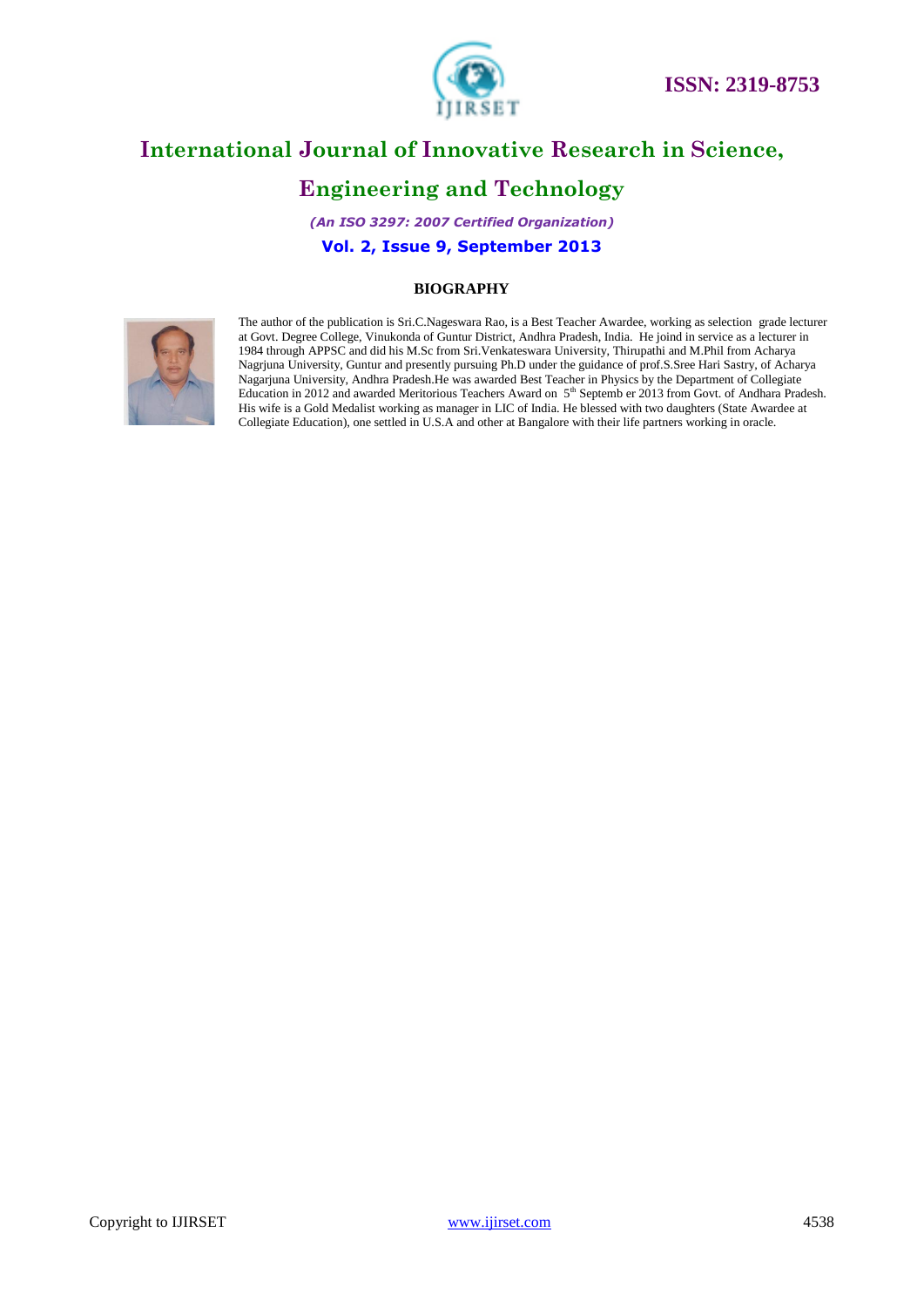## BIOGRAPHY

The author of the publication is Sri.C.Nageswara Rao, is a Best Teacher Awardee, working as selection grade lecturer at Govt. Degree College, Vinukonda of Guntur District, Andhra Pradesh, India. He joind in service as a lecturer in 1984 through APPSC and did his M.Sc from Sri.Venkateswara University, Thirupathi and M.Phil from Acharya Nagrjuna University, Guntur and presently pursuing Ph.D under the guidance of prof.S.Sree Hari Sastry, of Acharya Nagarjuna University, Andhra Pradesh.He was awarded Best Teacher in Physics by the Department of Collegiate Education in 2012 and awarded Meritorious Teachers Award on 5th Septemb er 2013 from Govt. of Andhara Pradesh. His wife is a Gold Medalist working as manager in LIC of India. He blessed with two daughters (State Awardee at Collegiate Education), one settled in U.S.A and other at Bangalore with their life partners working in oracle.